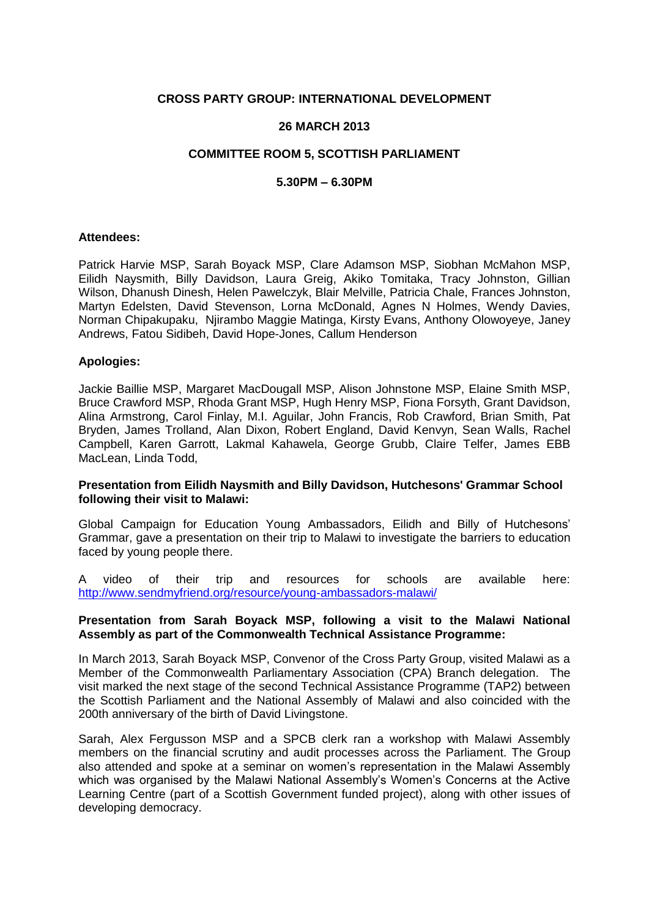# CROSS PARTY GROUP: INTERNATIONAL DEVELOPMENT

## 26 MARCH 2013

## COMMITTEE ROOM 5, SCOTTISH PARLIAMENT

## 5.30PM – 6.30PM

**Attendees:**

Patrick Harvie MSP, Sarah Boyack MSP, Clare Adamson MSP, Siobhan McMahon MSP, Eilidh Naysmith, Billy Davidson, Laura Greig, Akiko Tomitaka, Tracy Johnston, Gillian Wilson, Dhanush Dinesh, Helen Pawelczyk, Blair Melville, Patricia Chale, Frances Johnston, Martyn Edelsten, David Stevenson, Lorna McDonald, Agnes N Holmes, Wendy Davies, Norman Chipakupaku, Njirambo Maggie Matinga, Kirsty Evans, Anthony Olowoyeye, Janey Andrews, Fatou Sidibeh, David Hope-Jones, Callum Henderson

**Apologies:**

Jackie Baillie MSP, Margaret MacDougall MSP, Alison Johnstone MSP, Elaine Smith MSP, Bruce Crawford MSP, Rhoda Grant MSP, Hugh Henry MSP, Fiona Forsyth, Grant Davidson, Alina Armstrong, Carol Finlay, M.I. Aguilar, John Francis, Rob Crawford, Brian Smith, Pat Bryden, James Trolland, Alan Dixon, Robert England, David Kenvyn, Sean Walls, Rachel Campbell, Karen Garrott, Lakmal Kahawela, George Grubb, Claire Telfer, James EBB MacLean, Linda Todd,

**Presentation from Eilidh Naysmith and Billy Davidson, Hutchesons' Grammar School following their visit to Malawi:**

Global Campaign for Education Young Ambassadors, Eilidh and Billy of Hutchesons' Grammar, gave a presentation on their trip to Malawi to investigate the barriers to education faced by young people there.

A video of their trip and resources for schools are available here: http://www.sendmyfriend.org/resource/young-ambassadors-malawi/

**Presentation from Sarah Boyack MSP, following a visit to the Malawi National Assembly as part of the Commonwealth Technical Assistance Programme:**

In March 2013, Sarah Boyack MSP, Convenor of the Cross Party Group, visited Malawi as a Member of the Commonwealth Parliamentary Association (CPA) Branch delegation. The visit marked the next stage of the second Technical Assistance Programme (TAP2) between the Scottish Parliament and the National Assembly of Malawi and also coincided with the 200th anniversary of the birth of David Livingstone.

Sarah, Alex Fergusson MSP and a SPCB clerk ran a workshop with Malawi Assembly members on the financial scrutiny and audit processes across the Parliament. The Group also attended and spoke at a seminar on women's representation in the Malawi Assembly which was organised by the Malawi National Assembly's Women's Concerns at the Active Learning Centre (part of a Scottish Government funded project), along with other issues of developing democracy.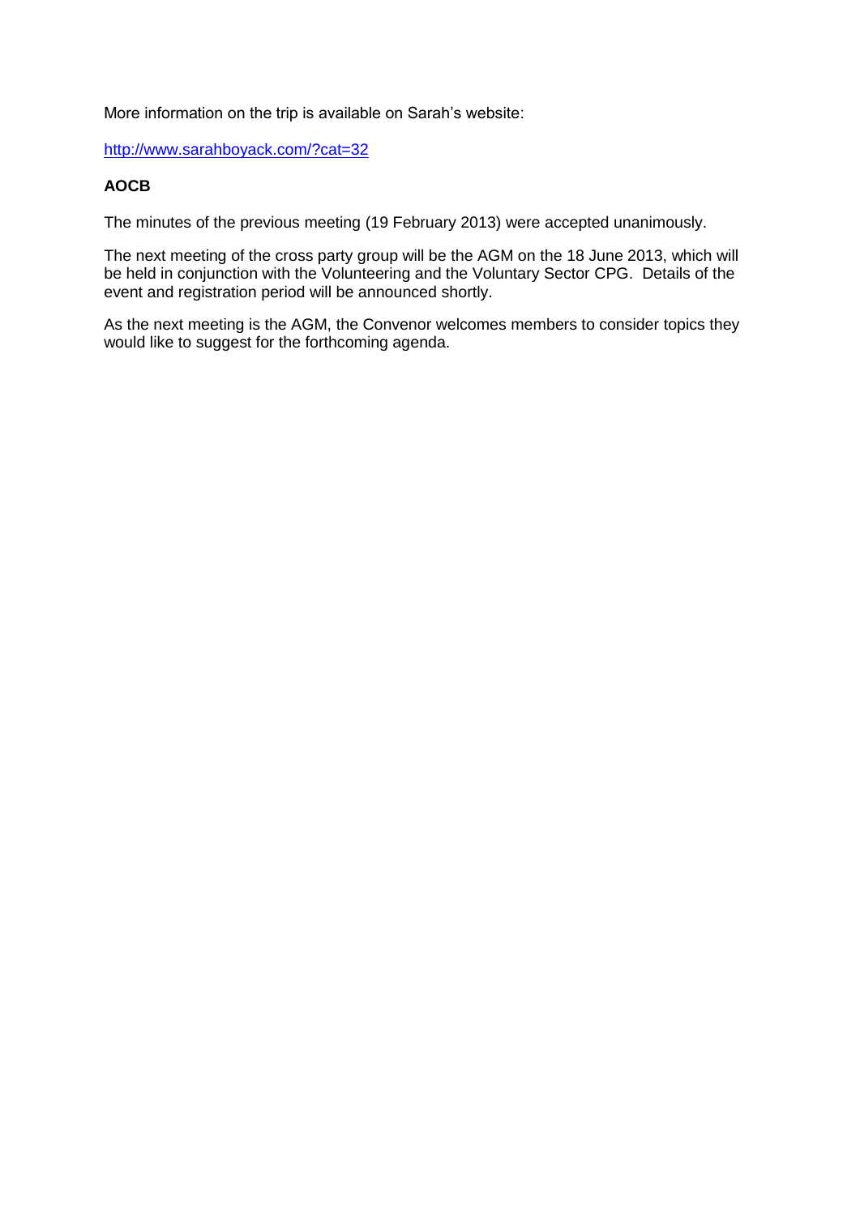More information on the trip is available on Sarah's website:

[http://www.sarahboyack.com/?cat=32](http://www.sarahboyack.com/?cat=32)

**AOCB**

The minutes of the previous meeting (19 February 2013) were accepted unanimously.

The next meeting of the cross party group will be the AGM on the 18 June 2013, which will be held in conjunction with the Volunteering and the Voluntary Sector CPG. Details of the event and registration period will be announced shortly.

As the next meeting is the AGM, the Convenor welcomes members to consider topics they would like to suggest for the forthcoming agenda.